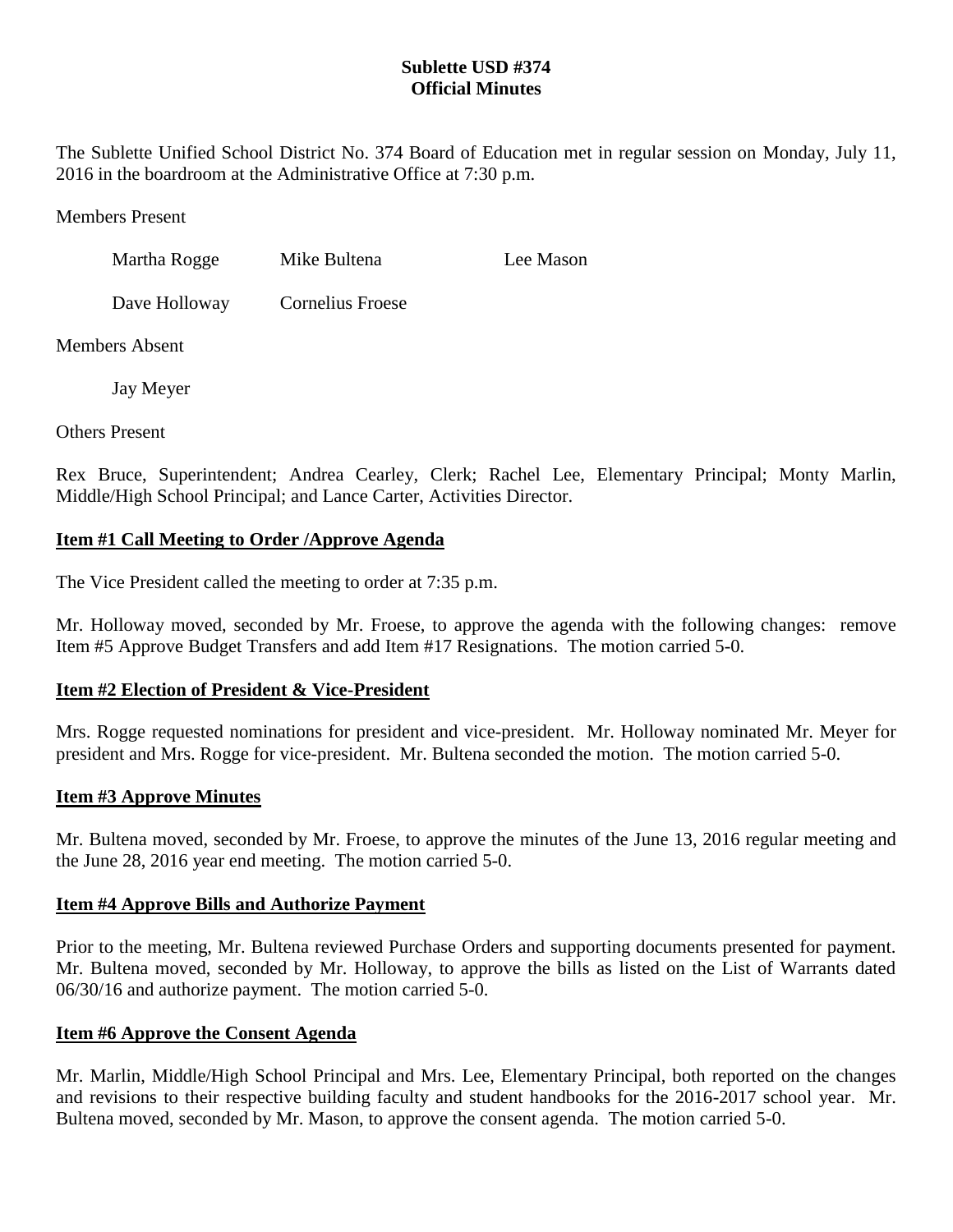**Sublette USD #374**
**Official Minutes**

The Sublette Unified School District No. 374 Board of Education met in regular session on Monday, July 11, 2016 in the boardroom at the Administrative Office at 7:30 p.m.

Members Present

| | | |
|---|---|---|
| Martha Rogge | Mike Bultena | Lee Mason |
| Dave Holloway | Cornelius Froese | |

Members Absent

Jay Meyer

Others Present

Rex Bruce, Superintendent; Andrea Cearley, Clerk; Rachel Lee, Elementary Principal; Monty Marlin, Middle/High School Principal; and Lance Carter, Activities Director.

## Item #1 Call Meeting to Order /Approve Agenda

The Vice President called the meeting to order at 7:35 p.m.

Mr. Holloway moved, seconded by Mr. Froese, to approve the agenda with the following changes: remove Item #5 Approve Budget Transfers and add Item #17 Resignations. The motion carried 5-0.

## Item #2 Election of President & Vice-President

Mrs. Rogge requested nominations for president and vice-president. Mr. Holloway nominated Mr. Meyer for president and Mrs. Rogge for vice-president. Mr. Bultena seconded the motion. The motion carried 5-0.

## Item #3 Approve Minutes

Mr. Bultena moved, seconded by Mr. Froese, to approve the minutes of the June 13, 2016 regular meeting and the June 28, 2016 year end meeting. The motion carried 5-0.

## Item #4 Approve Bills and Authorize Payment

Prior to the meeting, Mr. Bultena reviewed Purchase Orders and supporting documents presented for payment. Mr. Bultena moved, seconded by Mr. Holloway, to approve the bills as listed on the List of Warrants dated 06/30/16 and authorize payment. The motion carried 5-0.

## Item #6 Approve the Consent Agenda

Mr. Marlin, Middle/High School Principal and Mrs. Lee, Elementary Principal, both reported on the changes and revisions to their respective building faculty and student handbooks for the 2016-2017 school year. Mr. Bultena moved, seconded by Mr. Mason, to approve the consent agenda. The motion carried 5-0.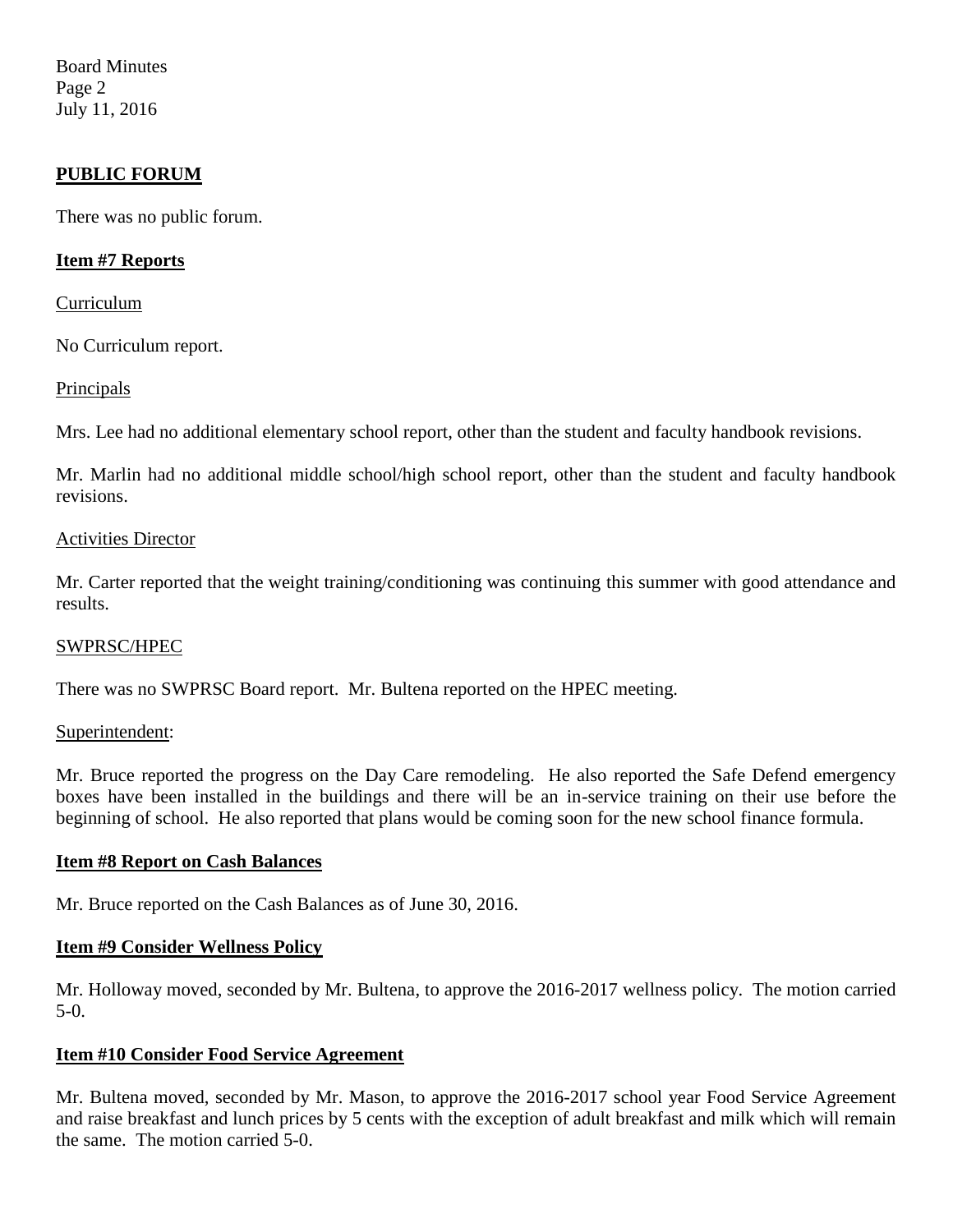## PUBLIC FORUM

There was no public forum.

## Item #7 Reports

Curriculum

No Curriculum report.

Principals

Mrs. Lee had no additional elementary school report, other than the student and faculty handbook revisions.

Mr. Marlin had no additional middle school/high school report, other than the student and faculty handbook revisions.

Activities Director

Mr. Carter reported that the weight training/conditioning was continuing this summer with good attendance and results.

SWPRSC/HPEC

There was no SWPRSC Board report. Mr. Bultena reported on the HPEC meeting.

Superintendent:

Mr. Bruce reported the progress on the Day Care remodeling. He also reported the Safe Defend emergency boxes have been installed in the buildings and there will be an in-service training on their use before the beginning of school. He also reported that plans would be coming soon for the new school finance formula.

## Item #8 Report on Cash Balances

Mr. Bruce reported on the Cash Balances as of June 30, 2016.

## Item #9 Consider Wellness Policy

Mr. Holloway moved, seconded by Mr. Bultena, to approve the 2016-2017 wellness policy. The motion carried 5-0.

## Item #10 Consider Food Service Agreement

Mr. Bultena moved, seconded by Mr. Mason, to approve the 2016-2017 school year Food Service Agreement and raise breakfast and lunch prices by 5 cents with the exception of adult breakfast and milk which will remain the same. The motion carried 5-0.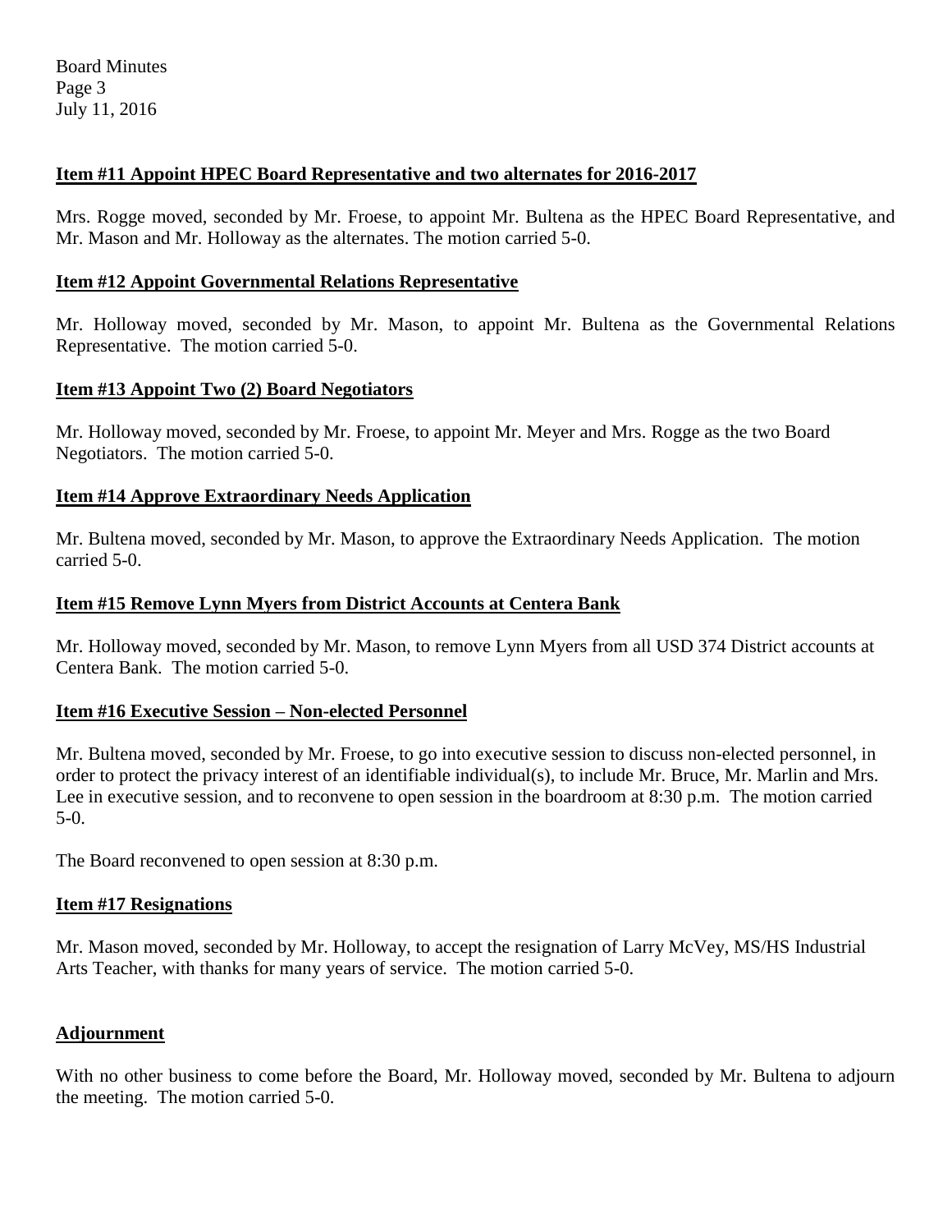**Item #11 Appoint HPEC Board Representative and two alternates for 2016-2017**

Mrs. Rogge moved, seconded by Mr. Froese, to appoint Mr. Bultena as the HPEC Board Representative, and Mr. Mason and Mr. Holloway as the alternates. The motion carried 5-0.

**Item #12 Appoint Governmental Relations Representative**

Mr. Holloway moved, seconded by Mr. Mason, to appoint Mr. Bultena as the Governmental Relations Representative. The motion carried 5-0.

**Item #13 Appoint Two (2) Board Negotiators**

Mr. Holloway moved, seconded by Mr. Froese, to appoint Mr. Meyer and Mrs. Rogge as the two Board Negotiators. The motion carried 5-0.

**Item #14 Approve Extraordinary Needs Application**

Mr. Bultena moved, seconded by Mr. Mason, to approve the Extraordinary Needs Application. The motion carried 5-0.

**Item #15 Remove Lynn Myers from District Accounts at Centera Bank**

Mr. Holloway moved, seconded by Mr. Mason, to remove Lynn Myers from all USD 374 District accounts at Centera Bank. The motion carried 5-0.

**Item #16 Executive Session – Non-elected Personnel**

Mr. Bultena moved, seconded by Mr. Froese, to go into executive session to discuss non-elected personnel, in order to protect the privacy interest of an identifiable individual(s), to include Mr. Bruce, Mr. Marlin and Mrs. Lee in executive session, and to reconvene to open session in the boardroom at 8:30 p.m. The motion carried 5-0.

The Board reconvened to open session at 8:30 p.m.

**Item #17 Resignations**

Mr. Mason moved, seconded by Mr. Holloway, to accept the resignation of Larry McVey, MS/HS Industrial Arts Teacher, with thanks for many years of service. The motion carried 5-0.

**Adjournment**

With no other business to come before the Board, Mr. Holloway moved, seconded by Mr. Bultena to adjourn the meeting. The motion carried 5-0.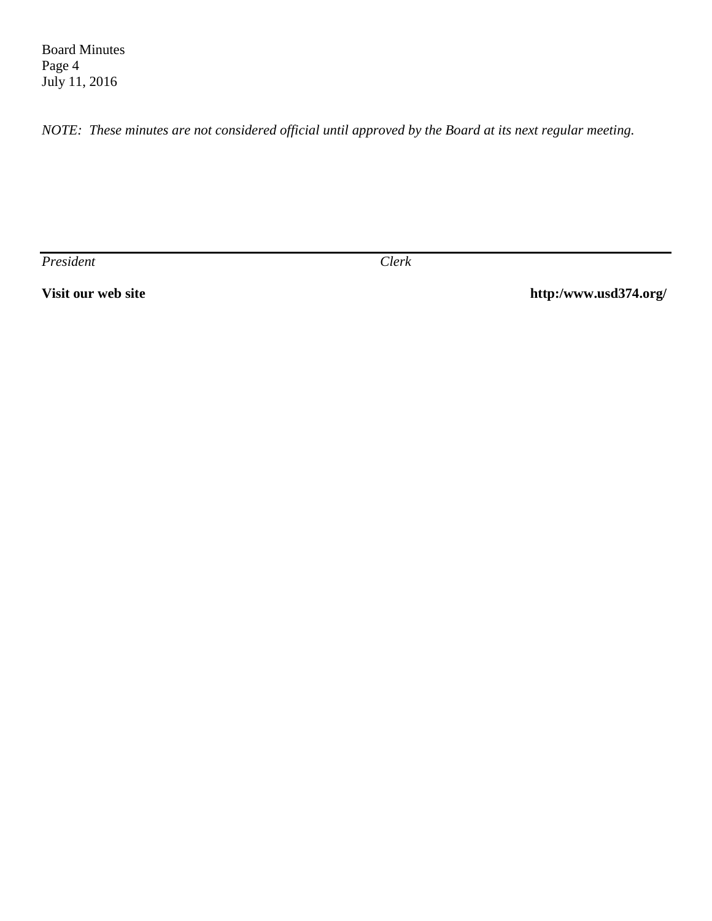*NOTE: These minutes are not considered official until approved by the Board at its next regular meeting.*

---

*President* *Clerk*

**Visit our web site** **http:/www.usd374.org/**